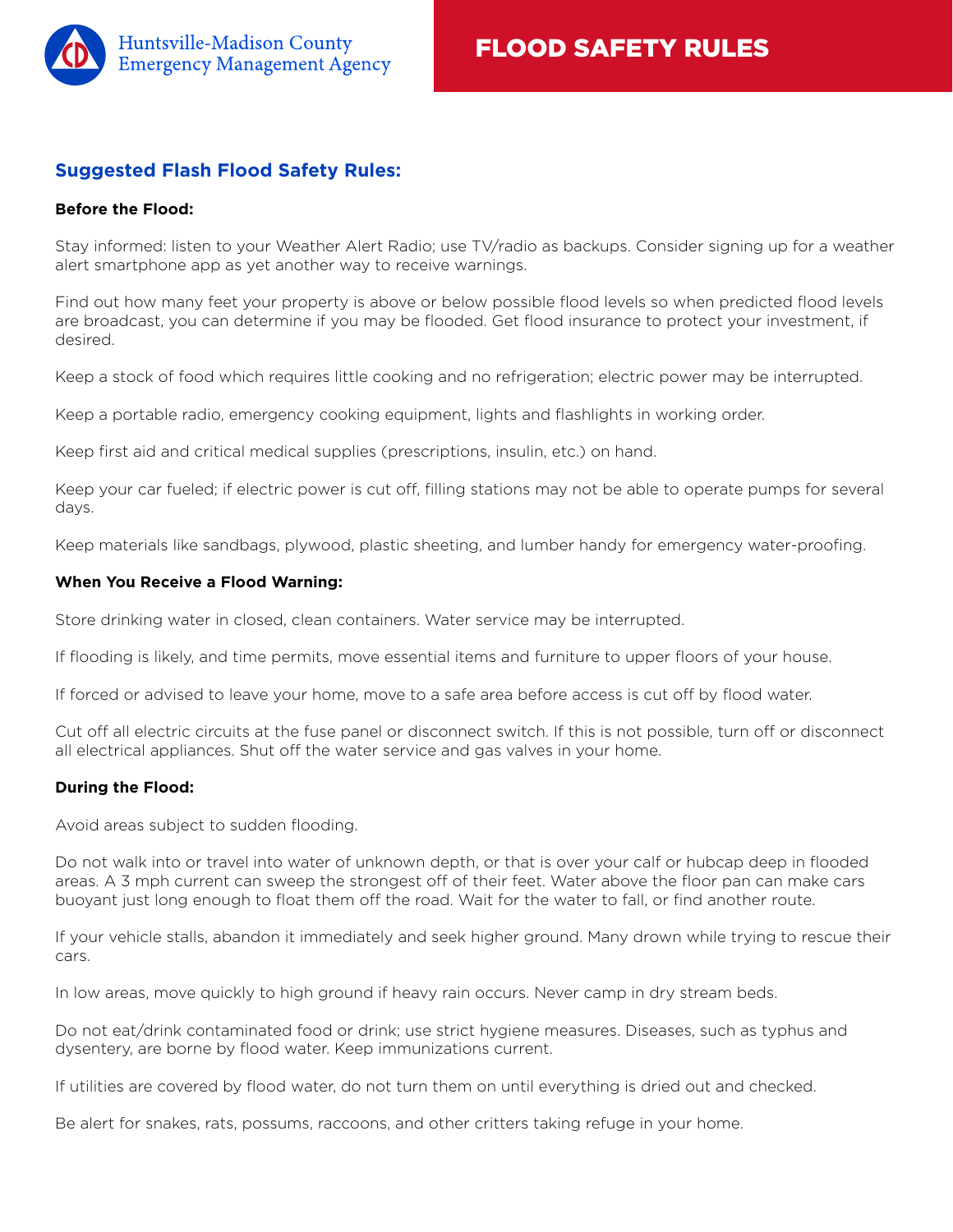Huntsville-Madison County Emergency Management Agency

# FLOOD SAFETY RULES

## Suggested Flash Flood Safety Rules:

**Before the Flood:**

Stay informed: listen to your Weather Alert Radio; use TV/radio as backups. Consider signing up for a weather alert smartphone app as yet another way to receive warnings.

Find out how many feet your property is above or below possible flood levels so when predicted flood levels are broadcast, you can determine if you may be flooded. Get flood insurance to protect your investment, if desired.

Keep a stock of food which requires little cooking and no refrigeration; electric power may be interrupted.

Keep a portable radio, emergency cooking equipment, lights and flashlights in working order.

Keep first aid and critical medical supplies (prescriptions, insulin, etc.) on hand.

Keep your car fueled; if electric power is cut off, filling stations may not be able to operate pumps for several days.

Keep materials like sandbags, plywood, plastic sheeting, and lumber handy for emergency water-proofing.

**When You Receive a Flood Warning:**

Store drinking water in closed, clean containers. Water service may be interrupted.

If flooding is likely, and time permits, move essential items and furniture to upper floors of your house.

If forced or advised to leave your home, move to a safe area before access is cut off by flood water.

Cut off all electric circuits at the fuse panel or disconnect switch. If this is not possible, turn off or disconnect all electrical appliances. Shut off the water service and gas valves in your home.

**During the Flood:**

Avoid areas subject to sudden flooding.

Do not walk into or travel into water of unknown depth, or that is over your calf or hubcap deep in flooded areas. A 3 mph current can sweep the strongest off of their feet. Water above the floor pan can make cars buoyant just long enough to float them off the road. Wait for the water to fall, or find another route.

If your vehicle stalls, abandon it immediately and seek higher ground. Many drown while trying to rescue their cars.

In low areas, move quickly to high ground if heavy rain occurs. Never camp in dry stream beds.

Do not eat/drink contaminated food or drink; use strict hygiene measures. Diseases, such as typhus and dysentery, are borne by flood water. Keep immunizations current.

If utilities are covered by flood water, do not turn them on until everything is dried out and checked.

Be alert for snakes, rats, possums, raccoons, and other critters taking refuge in your home.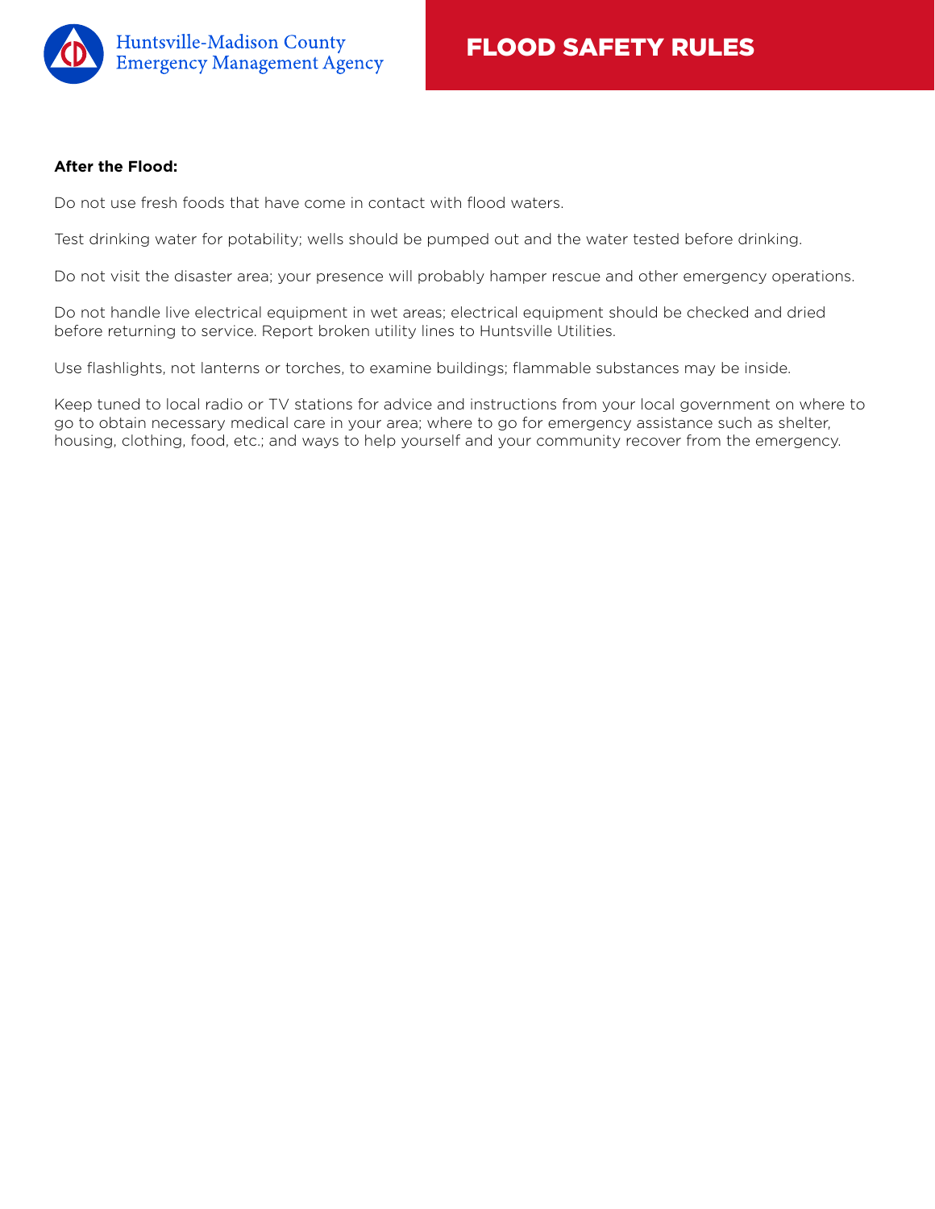**After the Flood:**

Do not use fresh foods that have come in contact with flood waters.

Test drinking water for potability; wells should be pumped out and the water tested before drinking.

Do not visit the disaster area; your presence will probably hamper rescue and other emergency operations.

Do not handle live electrical equipment in wet areas; electrical equipment should be checked and dried before returning to service. Report broken utility lines to Huntsville Utilities.

Use flashlights, not lanterns or torches, to examine buildings; flammable substances may be inside.

Keep tuned to local radio or TV stations for advice and instructions from your local government on where to go to obtain necessary medical care in your area; where to go for emergency assistance such as shelter, housing, clothing, food, etc.; and ways to help yourself and your community recover from the emergency.